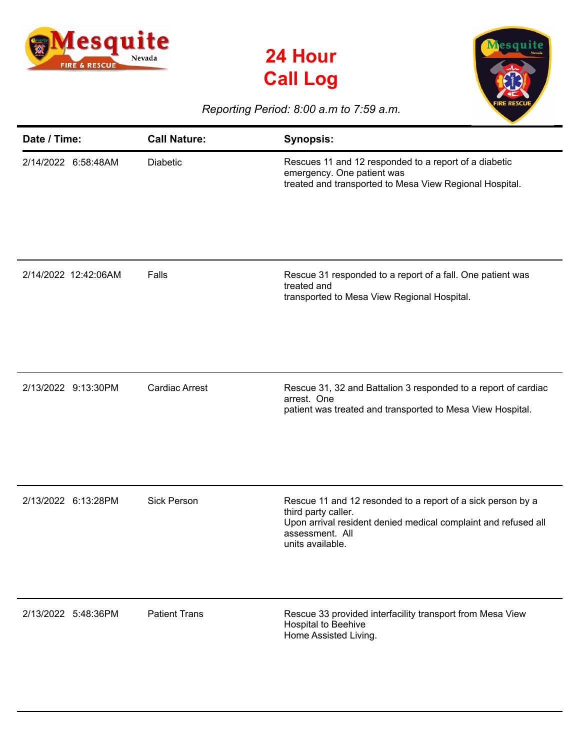# 24 Hour Call Log

*Reporting Period: 8:00 a.m to 7:59 a.m.*

| Date / Time: | Call Nature: | Synopsis: |
|---|---|---|
| 2/14/2022 6:58:48AM | Diabetic | Rescues 11 and 12 responded to a report of a diabetic emergency. One patient was treated and transported to Mesa View Regional Hospital. |
| 2/14/2022 12:42:06AM | Falls | Rescue 31 responded to a report of a fall. One patient was treated and transported to Mesa View Regional Hospital. |
| 2/13/2022 9:13:30PM | Cardiac Arrest | Rescue 31, 32 and Battalion 3 responded to a report of cardiac arrest. One patient was treated and transported to Mesa View Hospital. |
| 2/13/2022 6:13:28PM | Sick Person | Rescue 11 and 12 resonded to a report of a sick person by a third party caller. Upon arrival resident denied medical complaint and refused all assessment. All units available. |
| 2/13/2022 5:48:36PM | Patient Trans | Rescue 33 provided interfacility transport from Mesa View Hospital to Beehive Home Assisted Living. |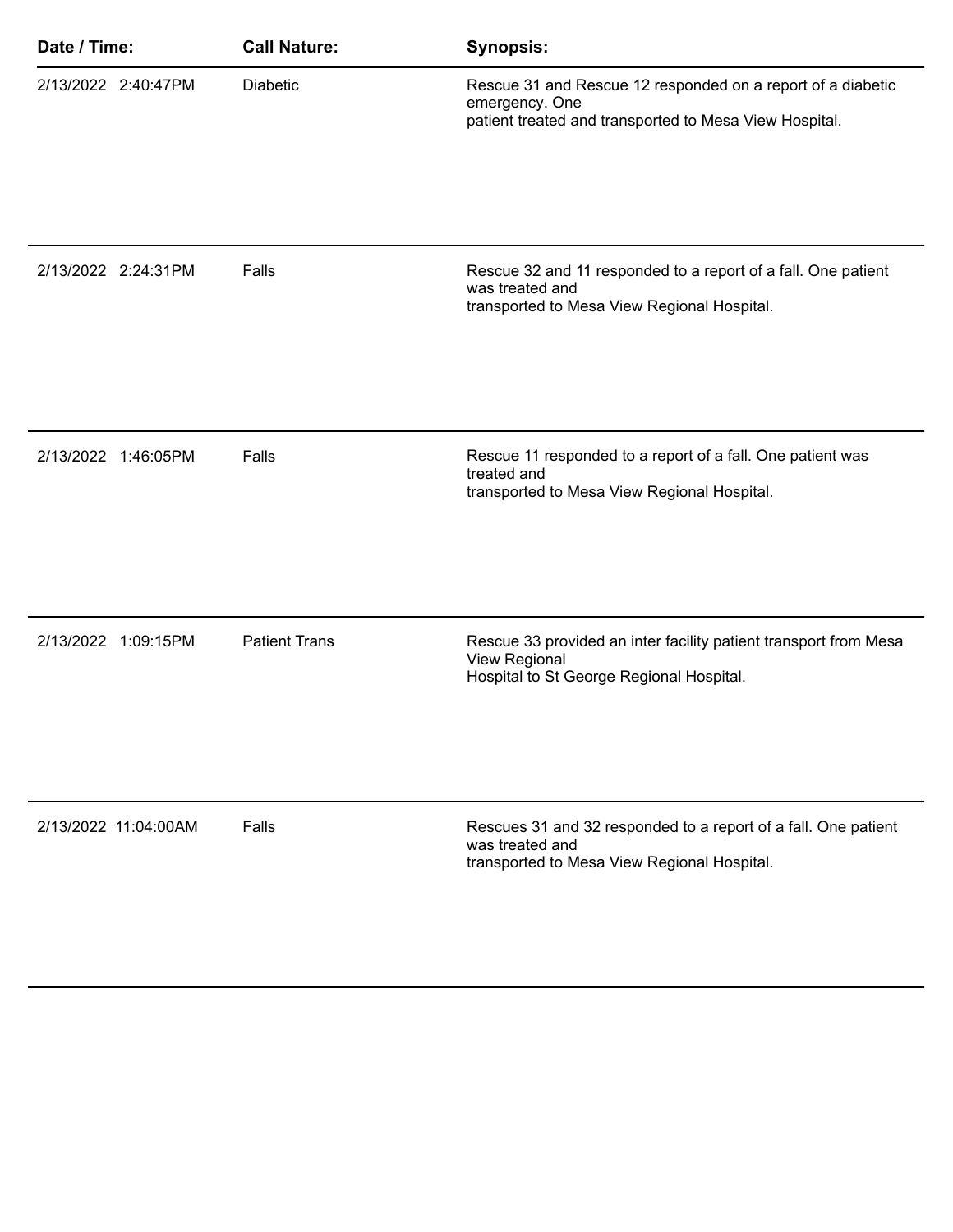| Date / Time: | Call Nature: | Synopsis: |
|---|---|---|
| 2/13/2022 2:40:47PM | Diabetic | Rescue 31 and Rescue 12 responded on a report of a diabetic emergency. One patient treated and transported to Mesa View Hospital. |
| 2/13/2022 2:24:31PM | Falls | Rescue 32 and 11 responded to a report of a fall. One patient was treated and transported to Mesa View Regional Hospital. |
| 2/13/2022 1:46:05PM | Falls | Rescue 11 responded to a report of a fall. One patient was treated and transported to Mesa View Regional Hospital. |
| 2/13/2022 1:09:15PM | Patient Trans | Rescue 33 provided an inter facility patient transport from Mesa View Regional Hospital to St George Regional Hospital. |
| 2/13/2022 11:04:00AM | Falls | Rescues 31 and 32 responded to a report of a fall. One patient was treated and transported to Mesa View Regional Hospital. |